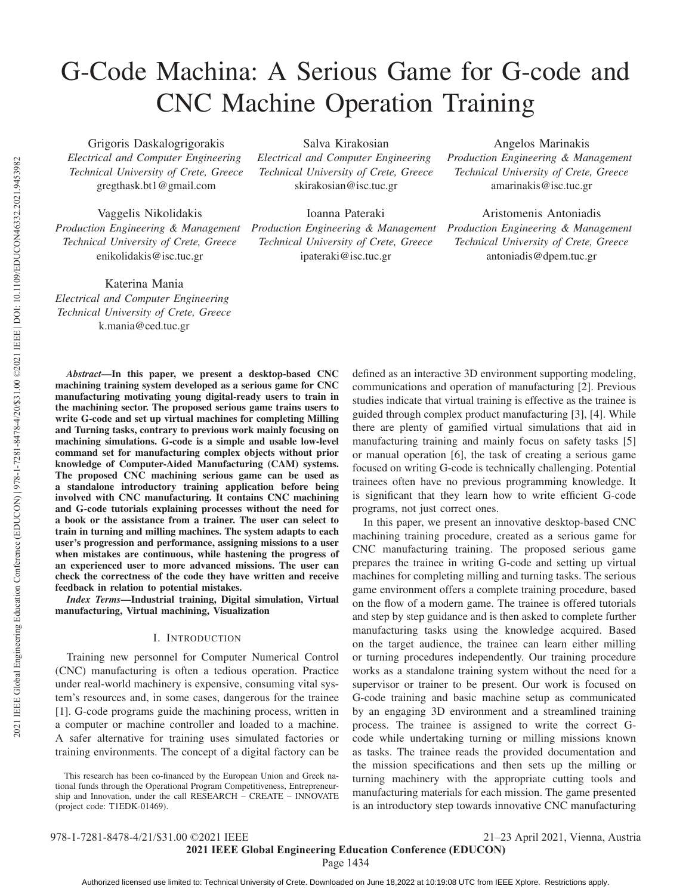# G-Code Machina: A Serious Game for G-code and CNC Machine Operation Training

Grigoris Daskalogrigorakis
*Electrical and Computer Engineering*
*Technical University of Crete, Greece*
gregthask.bt1@gmail.com

Salva Kirakosian
*Electrical and Computer Engineering*
*Technical University of Crete, Greece*
skirakosian@isc.tuc.gr

Angelos Marinakis
*Production Engineering & Management*
*Technical University of Crete, Greece*
amarinakis@isc.tuc.gr

Vaggelis Nikolidakis
*Production Engineering & Management*
*Technical University of Crete, Greece*
enikolidakis@isc.tuc.gr

Ioanna Pateraki
*Production Engineering & Management*
*Technical University of Crete, Greece*
ipateraki@isc.tuc.gr

Aristomenis Antoniadis
*Production Engineering & Management*
*Technical University of Crete, Greece*
antoniadis@dpem.tuc.gr

Katerina Mania
*Electrical and Computer Engineering*
*Technical University of Crete, Greece*
k.mania@ced.tuc.gr

***Abstract*—In this paper, we present a desktop-based CNC machining training system developed as a serious game for CNC manufacturing motivating young digital-ready users to train in the machining sector. The proposed serious game trains users to write G-code and set up virtual machines for completing Milling and Turning tasks, contrary to previous work mainly focusing on machining simulations. G-code is a simple and usable low-level command set for manufacturing complex objects without prior knowledge of Computer-Aided Manufacturing (CAM) systems. The proposed CNC machining serious game can be used as a standalone introductory training application before being involved with CNC manufacturing. It contains CNC machining and G-code tutorials explaining processes without the need for a book or the assistance from a trainer. The user can select to train in turning and milling machines. The system adapts to each user's progression and performance, assigning missions to a user when mistakes are continuous, while hastening the progress of an experienced user to more advanced missions. The user can check the correctness of the code they have written and receive feedback in relation to potential mistakes.**

***Index Terms*—Industrial training, Digital simulation, Virtual manufacturing, Virtual machining, Visualization**

## I. Introduction

Training new personnel for Computer Numerical Control (CNC) manufacturing is often a tedious operation. Practice under real-world machinery is expensive, consuming vital system's resources and, in some cases, dangerous for the trainee [1]. G-code programs guide the machining process, written in a computer or machine controller and loaded to a machine. A safer alternative for training uses simulated factories or training environments. The concept of a digital factory can be defined as an interactive 3D environment supporting modeling, communications and operation of manufacturing [2]. Previous studies indicate that virtual training is effective as the trainee is guided through complex product manufacturing [3], [4]. While there are plenty of gamified virtual simulations that aid in manufacturing training and mainly focus on safety tasks [5] or manual operation [6], the task of creating a serious game focused on writing G-code is technically challenging. Potential trainees often have no previous programming knowledge. It is significant that they learn how to write efficient G-code programs, not just correct ones.

In this paper, we present an innovative desktop-based CNC machining training procedure, created as a serious game for CNC manufacturing training. The proposed serious game prepares the trainee in writing G-code and setting up virtual machines for completing milling and turning tasks. The serious game environment offers a complete training procedure, based on the flow of a modern game. The trainee is offered tutorials and step by step guidance and is then asked to complete further manufacturing tasks using the knowledge acquired. Based on the target audience, the trainee can learn either milling or turning procedures independently. Our training procedure works as a standalone training system without the need for a supervisor or trainer to be present. Our work is focused on G-code training and basic machine setup as communicated by an engaging 3D environment and a streamlined training process. The trainee is assigned to write the correct G-code while undertaking turning or milling missions known as tasks. The trainee reads the provided documentation and the mission specifications and then sets up the milling or turning machinery with the appropriate cutting tools and manufacturing materials for each mission. The game presented is an introductory step towards innovative CNC manufacturing

This research has been co-financed by the European Union and Greek national funds through the Operational Program Competitiveness, Entrepreneurship and Innovation, under the call RESEARCH – CREATE – INNOVATE (project code: T1EDK-01469).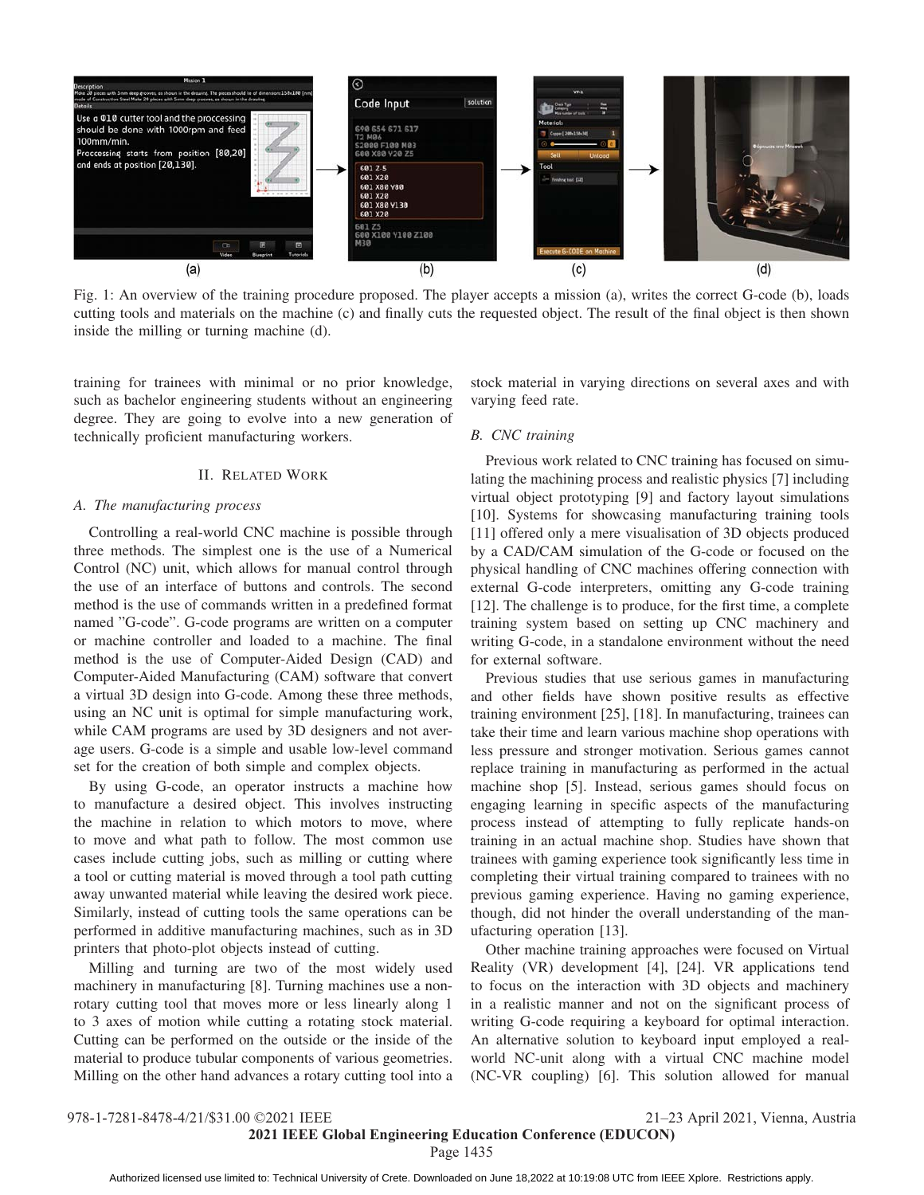Fig. 1: An overview of the training procedure proposed. The player accepts a mission (a), writes the correct G-code (b), loads cutting tools and materials on the machine (c) and finally cuts the requested object. The result of the final object is then shown inside the milling or turning machine (d).

training for trainees with minimal or no prior knowledge, such as bachelor engineering students without an engineering degree. They are going to evolve into a new generation of technically proficient manufacturing workers.

## II. Related Work

### A. The manufacturing process

Controlling a real-world CNC machine is possible through three methods. The simplest one is the use of a Numerical Control (NC) unit, which allows for manual control through the use of an interface of buttons and controls. The second method is the use of commands written in a predefined format named "G-code". G-code programs are written on a computer or machine controller and loaded to a machine. The final method is the use of Computer-Aided Design (CAD) and Computer-Aided Manufacturing (CAM) software that convert a virtual 3D design into G-code. Among these three methods, using an NC unit is optimal for simple manufacturing work, while CAM programs are used by 3D designers and not average users. G-code is a simple and usable low-level command set for the creation of both simple and complex objects.

By using G-code, an operator instructs a machine how to manufacture a desired object. This involves instructing the machine in relation to which motors to move, where to move and what path to follow. The most common use cases include cutting jobs, such as milling or cutting where a tool or cutting material is moved through a tool path cutting away unwanted material while leaving the desired work piece. Similarly, instead of cutting tools the same operations can be performed in additive manufacturing machines, such as in 3D printers that photo-plot objects instead of cutting.

Milling and turning are two of the most widely used machinery in manufacturing [8]. Turning machines use a non-rotary cutting tool that moves more or less linearly along 1 to 3 axes of motion while cutting a rotating stock material. Cutting can be performed on the outside or the inside of the material to produce tubular components of various geometries. Milling on the other hand advances a rotary cutting tool into a stock material in varying directions on several axes and with varying feed rate.

### B. CNC training

Previous work related to CNC training has focused on simulating the machining process and realistic physics [7] including virtual object prototyping [9] and factory layout simulations [10]. Systems for showcasing manufacturing training tools [11] offered only a mere visualisation of 3D objects produced by a CAD/CAM simulation of the G-code or focused on the physical handling of CNC machines offering connection with external G-code interpreters, omitting any G-code training [12]. The challenge is to produce, for the first time, a complete training system based on setting up CNC machinery and writing G-code, in a standalone environment without the need for external software.

Previous studies that use serious games in manufacturing and other fields have shown positive results as effective training environment [25], [18]. In manufacturing, trainees can take their time and learn various machine shop operations with less pressure and stronger motivation. Serious games cannot replace training in manufacturing as performed in the actual machine shop [5]. Instead, serious games should focus on engaging learning in specific aspects of the manufacturing process instead of attempting to fully replicate hands-on training in an actual machine shop. Studies have shown that trainees with gaming experience took significantly less time in completing their virtual training compared to trainees with no previous gaming experience. Having no gaming experience, though, did not hinder the overall understanding of the manufacturing operation [13].

Other machine training approaches were focused on Virtual Reality (VR) development [4], [24]. VR applications tend to focus on the interaction with 3D objects and machinery in a realistic manner and not on the significant process of writing G-code requiring a keyboard for optimal interaction. An alternative solution to keyboard input employed a real-world NC-unit along with a virtual CNC machine model (NC-VR coupling) [6]. This solution allowed for manual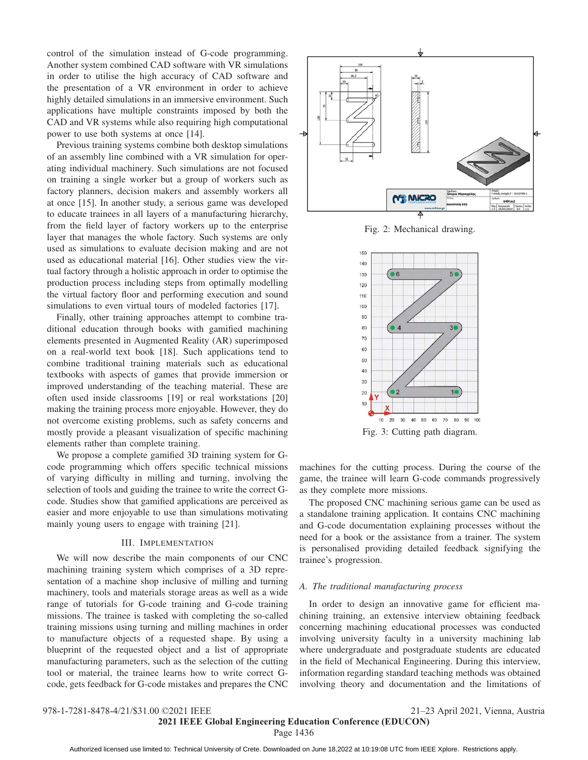control of the simulation instead of G-code programming. Another system combined CAD software with VR simulations in order to utilise the high accuracy of CAD software and the presentation of a VR environment in order to achieve highly detailed simulations in an immersive environment. Such applications have multiple constraints imposed by both the CAD and VR systems while also requiring high computational power to use both systems at once [14].

Previous training systems combine both desktop simulations of an assembly line combined with a VR simulation for operating individual machinery. Such simulations are not focused on training a single worker but a group of workers such as factory planners, decision makers and assembly workers all at once [15]. In another study, a serious game was developed to educate trainees in all layers of a manufacturing hierarchy, from the field layer of factory workers up to the enterprise layer that manages the whole factory. Such systems are only used as simulations to evaluate decision making and are not used as educational material [16]. Other studies view the virtual factory through a holistic approach in order to optimise the production process including steps from optimally modelling the virtual factory floor and performing execution and sound simulations to even virtual tours of modeled factories [17].

Finally, other training approaches attempt to combine traditional education through books with gamified machining elements presented in Augmented Reality (AR) superimposed on a real-world text book [18]. Such applications tend to combine traditional training materials such as educational textbooks with aspects of games that provide immersion or improved understanding of the teaching material. These are often used inside classrooms [19] or real workstations [20] making the training process more enjoyable. However, they do not overcome existing problems, such as safety concerns and mostly provide a pleasant visualization of specific machining elements rather than complete training.

We propose a complete gamified 3D training system for G-code programming which offers specific technical missions of varying difficulty in milling and turning, involving the selection of tools and guiding the trainee to write the correct G-code. Studies show that gamified applications are perceived as easier and more enjoyable to use than simulations motivating mainly young users to engage with training [21].

## III. Implementation

We will now describe the main components of our CNC machining training system which comprises of a 3D representation of a machine shop inclusive of milling and turning machinery, tools and materials storage areas as well as a wide range of tutorials for G-code training and G-code training missions. The trainee is tasked with completing the so-called training missions using turning and milling machines in order to manufacture objects of a requested shape. By using a blueprint of the requested object and a list of appropriate manufacturing parameters, such as the selection of the cutting tool or material, the trainee learns how to write correct G-code, gets feedback for G-code mistakes and prepares the CNC machines for the cutting process. During the course of the game, the trainee will learn G-code commands progressively as they complete more missions.

Fig. 2: Mechanical drawing.

Fig. 3: Cutting path diagram.

The proposed CNC machining serious game can be used as a standalone training application. It contains CNC machining and G-code documentation explaining processes without the need for a book or the assistance from a trainer. The system is personalised providing detailed feedback signifying the trainee's progression.

### A. The traditional manufacturing process

In order to design an innovative game for efficient machining training, an extensive interview obtaining feedback concerning machining educational processes was conducted involving university faculty in a university machining lab where undergraduate and postgraduate students are educated in the field of Mechanical Engineering. During this interview, information regarding standard teaching methods was obtained involving theory and documentation and the limitations of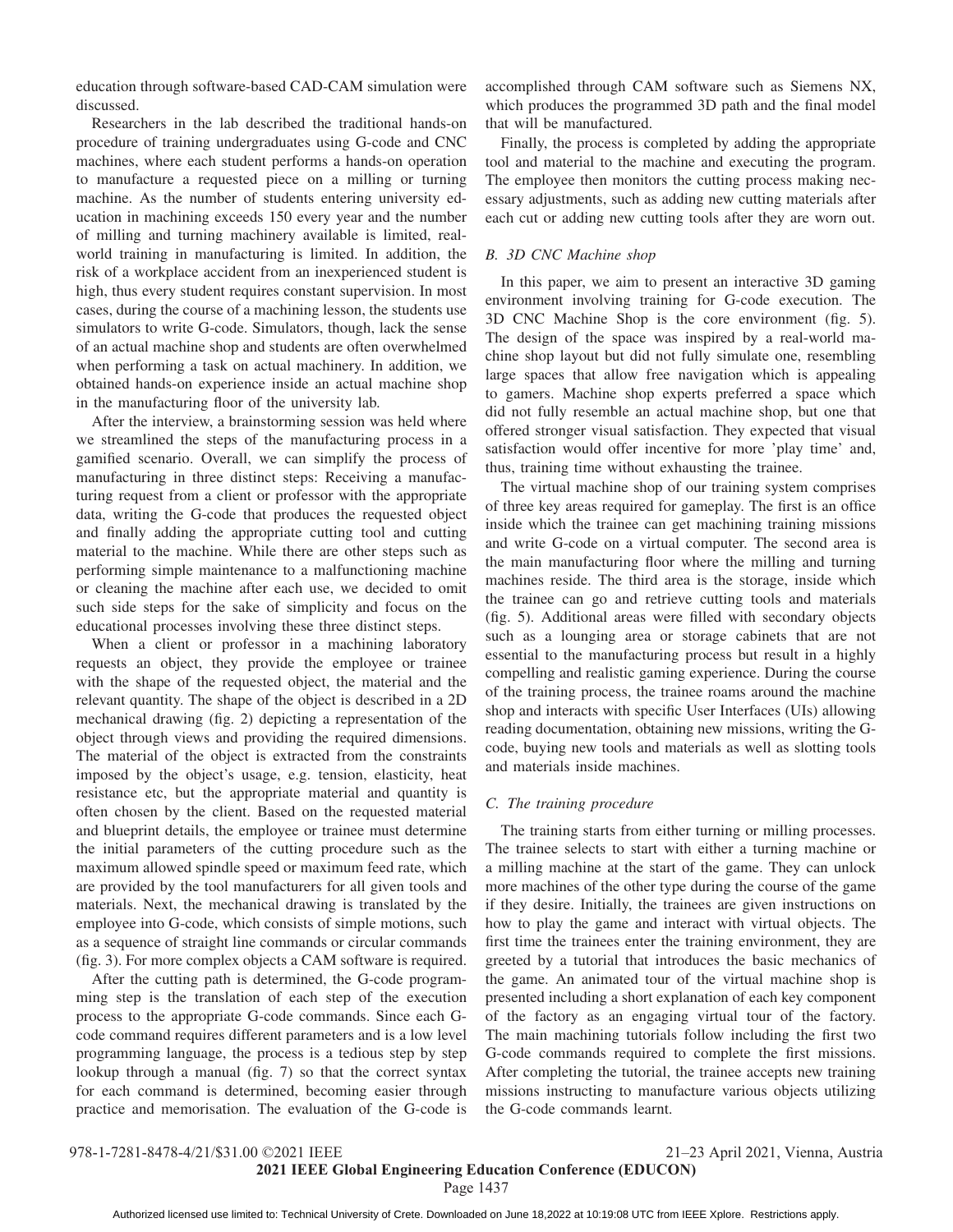education through software-based CAD-CAM simulation were discussed.

Researchers in the lab described the traditional hands-on procedure of training undergraduates using G-code and CNC machines, where each student performs a hands-on operation to manufacture a requested piece on a milling or turning machine. As the number of students entering university education in machining exceeds 150 every year and the number of milling and turning machinery available is limited, real-world training in manufacturing is limited. In addition, the risk of a workplace accident from an inexperienced student is high, thus every student requires constant supervision. In most cases, during the course of a machining lesson, the students use simulators to write G-code. Simulators, though, lack the sense of an actual machine shop and students are often overwhelmed when performing a task on actual machinery. In addition, we obtained hands-on experience inside an actual machine shop in the manufacturing floor of the university lab.

After the interview, a brainstorming session was held where we streamlined the steps of the manufacturing process in a gamified scenario. Overall, we can simplify the process of manufacturing in three distinct steps: Receiving a manufacturing request from a client or professor with the appropriate data, writing the G-code that produces the requested object and finally adding the appropriate cutting tool and cutting material to the machine. While there are other steps such as performing simple maintenance to a malfunctioning machine or cleaning the machine after each use, we decided to omit such side steps for the sake of simplicity and focus on the educational processes involving these three distinct steps.

When a client or professor in a machining laboratory requests an object, they provide the employee or trainee with the shape of the requested object, the material and the relevant quantity. The shape of the object is described in a 2D mechanical drawing (fig. 2) depicting a representation of the object through views and providing the required dimensions. The material of the object is extracted from the constraints imposed by the object's usage, e.g. tension, elasticity, heat resistance etc, but the appropriate material and quantity is often chosen by the client. Based on the requested material and blueprint details, the employee or trainee must determine the initial parameters of the cutting procedure such as the maximum allowed spindle speed or maximum feed rate, which are provided by the tool manufacturers for all given tools and materials. Next, the mechanical drawing is translated by the employee into G-code, which consists of simple motions, such as a sequence of straight line commands or circular commands (fig. 3). For more complex objects a CAM software is required.

After the cutting path is determined, the G-code programming step is the translation of each step of the execution process to the appropriate G-code commands. Since each G-code command requires different parameters and is a low level programming language, the process is a tedious step by step lookup through a manual (fig. 7) so that the correct syntax for each command is determined, becoming easier through practice and memorisation. The evaluation of the G-code is accomplished through CAM software such as Siemens NX, which produces the programmed 3D path and the final model that will be manufactured.

Finally, the process is completed by adding the appropriate tool and material to the machine and executing the program. The employee then monitors the cutting process making necessary adjustments, such as adding new cutting materials after each cut or adding new cutting tools after they are worn out.

### *B. 3D CNC Machine shop*

In this paper, we aim to present an interactive 3D gaming environment involving training for G-code execution. The 3D CNC Machine Shop is the core environment (fig. 5). The design of the space was inspired by a real-world machine shop layout but did not fully simulate one, resembling large spaces that allow free navigation which is appealing to gamers. Machine shop experts preferred a space which did not fully resemble an actual machine shop, but one that offered stronger visual satisfaction. They expected that visual satisfaction would offer incentive for more 'play time' and, thus, training time without exhausting the trainee.

The virtual machine shop of our training system comprises of three key areas required for gameplay. The first is an office inside which the trainee can get machining training missions and write G-code on a virtual computer. The second area is the main manufacturing floor where the milling and turning machines reside. The third area is the storage, inside which the trainee can go and retrieve cutting tools and materials (fig. 5). Additional areas were filled with secondary objects such as a lounging area or storage cabinets that are not essential to the manufacturing process but result in a highly compelling and realistic gaming experience. During the course of the training process, the trainee roams around the machine shop and interacts with specific User Interfaces (UIs) allowing reading documentation, obtaining new missions, writing the G-code, buying new tools and materials as well as slotting tools and materials inside machines.

### *C. The training procedure*

The training starts from either turning or milling processes. The trainee selects to start with either a turning machine or a milling machine at the start of the game. They can unlock more machines of the other type during the course of the game if they desire. Initially, the trainees are given instructions on how to play the game and interact with virtual objects. The first time the trainees enter the training environment, they are greeted by a tutorial that introduces the basic mechanics of the game. An animated tour of the virtual machine shop is presented including a short explanation of each key component of the factory as an engaging virtual tour of the factory. The main machining tutorials follow including the first two G-code commands required to complete the first missions. After completing the tutorial, the trainee accepts new training missions instructing to manufacture various objects utilizing the G-code commands learnt.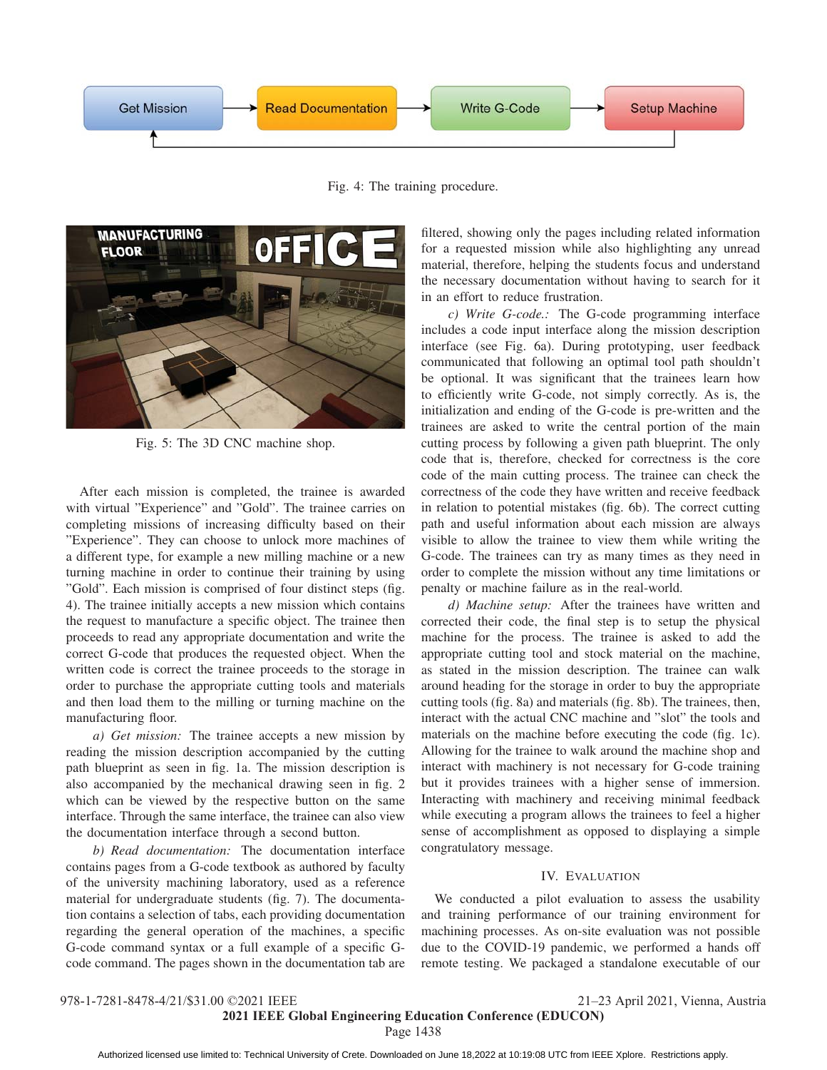Fig. 4: The training procedure.

Fig. 5: The 3D CNC machine shop.

After each mission is completed, the trainee is awarded with virtual "Experience" and "Gold". The trainee carries on completing missions of increasing difficulty based on their "Experience". They can choose to unlock more machines of a different type, for example a new milling machine or a new turning machine in order to continue their training by using "Gold". Each mission is comprised of four distinct steps (fig. 4). The trainee initially accepts a new mission which contains the request to manufacture a specific object. The trainee then proceeds to read any appropriate documentation and write the correct G-code that produces the requested object. When the written code is correct the trainee proceeds to the storage in order to purchase the appropriate cutting tools and materials and then load them to the milling or turning machine on the manufacturing floor.

*a) Get mission:* The trainee accepts a new mission by reading the mission description accompanied by the cutting path blueprint as seen in fig. 1a. The mission description is also accompanied by the mechanical drawing seen in fig. 2 which can be viewed by the respective button on the same interface. Through the same interface, the trainee can also view the documentation interface through a second button.

*b) Read documentation:* The documentation interface contains pages from a G-code textbook as authored by faculty of the university machining laboratory, used as a reference material for undergraduate students (fig. 7). The documentation contains a selection of tabs, each providing documentation regarding the general operation of the machines, a specific G-code command syntax or a full example of a specific G-code command. The pages shown in the documentation tab are filtered, showing only the pages including related information for a requested mission while also highlighting any unread material, therefore, helping the students focus and understand the necessary documentation without having to search for it in an effort to reduce frustration.

*c) Write G-code.:* The G-code programming interface includes a code input interface along the mission description interface (see Fig. 6a). During prototyping, user feedback communicated that following an optimal tool path shouldn't be optional. It was significant that the trainees learn how to efficiently write G-code, not simply correctly. As is, the initialization and ending of the G-code is pre-written and the trainees are asked to write the central portion of the main cutting process by following a given path blueprint. The only code that is, therefore, checked for correctness is the core code of the main cutting process. The trainee can check the correctness of the code they have written and receive feedback in relation to potential mistakes (fig. 6b). The correct cutting path and useful information about each mission are always visible to allow the trainee to view them while writing the G-code. The trainees can try as many times as they need in order to complete the mission without any time limitations or penalty or machine failure as in the real-world.

*d) Machine setup:* After the trainees have written and corrected their code, the final step is to setup the physical machine for the process. The trainee is asked to add the appropriate cutting tool and stock material on the machine, as stated in the mission description. The trainee can walk around heading for the storage in order to buy the appropriate cutting tools (fig. 8a) and materials (fig. 8b). The trainees, then, interact with the actual CNC machine and "slot" the tools and materials on the machine before executing the code (fig. 1c). Allowing for the trainee to walk around the machine shop and interact with machinery is not necessary for G-code training but it provides trainees with a higher sense of immersion. Interacting with machinery and receiving minimal feedback while executing a program allows the trainees to feel a higher sense of accomplishment as opposed to displaying a simple congratulatory message.

## IV. Evaluation

We conducted a pilot evaluation to assess the usability and training performance of our training environment for machining processes. As on-site evaluation was not possible due to the COVID-19 pandemic, we performed a hands off remote testing. We packaged a standalone executable of our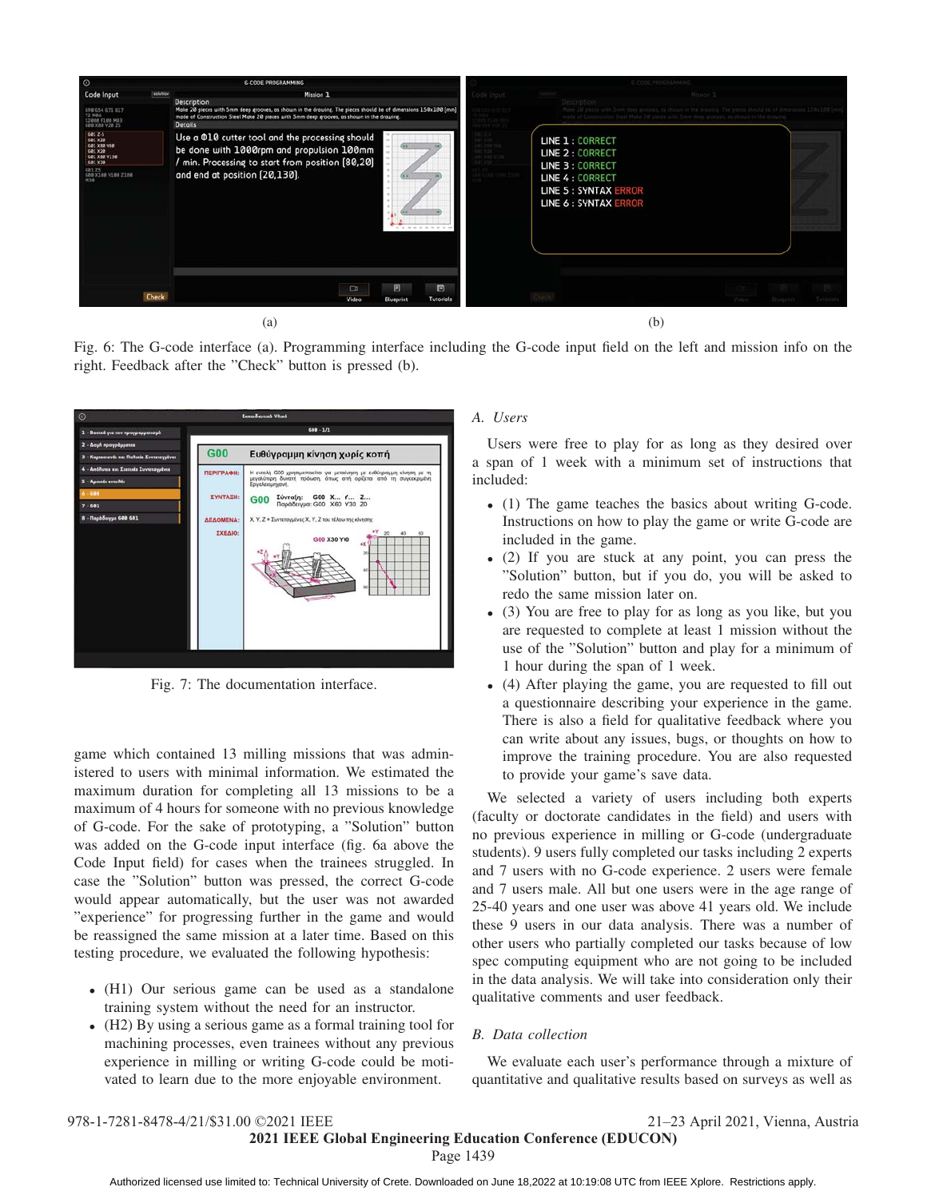Fig. 6: The G-code interface (a). Programming interface including the G-code input field on the left and mission info on the right. Feedback after the "Check" button is pressed (b).

Fig. 7: The documentation interface.

game which contained 13 milling missions that was administered to users with minimal information. We estimated the maximum duration for completing all 13 missions to be a maximum of 4 hours for someone with no previous knowledge of G-code. For the sake of prototyping, a "Solution" button was added on the G-code input interface (fig. 6a above the Code Input field) for cases when the trainees struggled. In case the "Solution" button was pressed, the correct G-code would appear automatically, but the user was not awarded "experience" for progressing further in the game and would be reassigned the same mission at a later time. Based on this testing procedure, we evaluated the following hypothesis:

- (H1) Our serious game can be used as a standalone training system without the need for an instructor.
- (H2) By using a serious game as a formal training tool for machining processes, even trainees without any previous experience in milling or writing G-code could be motivated to learn due to the more enjoyable environment.

### A. Users

Users were free to play for as long as they desired over a span of 1 week with a minimum set of instructions that included:

- (1) The game teaches the basics about writing G-code. Instructions on how to play the game or write G-code are included in the game.
- (2) If you are stuck at any point, you can press the "Solution" button, but if you do, you will be asked to redo the same mission later on.
- (3) You are free to play for as long as you like, but you are requested to complete at least 1 mission without the use of the "Solution" button and play for a minimum of 1 hour during the span of 1 week.
- (4) After playing the game, you are requested to fill out a questionnaire describing your experience in the game. There is also a field for qualitative feedback where you can write about any issues, bugs, or thoughts on how to improve the training procedure. You are also requested to provide your game's save data.

We selected a variety of users including both experts (faculty or doctorate candidates in the field) and users with no previous experience in milling or G-code (undergraduate students). 9 users fully completed our tasks including 2 experts and 7 users with no G-code experience. 2 users were female and 7 users male. All but one users were in the age range of 25-40 years and one user was above 41 years old. We include these 9 users in our data analysis. There was a number of other users who partially completed our tasks because of low spec computing equipment who are not going to be included in the data analysis. We will take into consideration only their qualitative comments and user feedback.

### B. Data collection

We evaluate each user's performance through a mixture of quantitative and qualitative results based on surveys as well as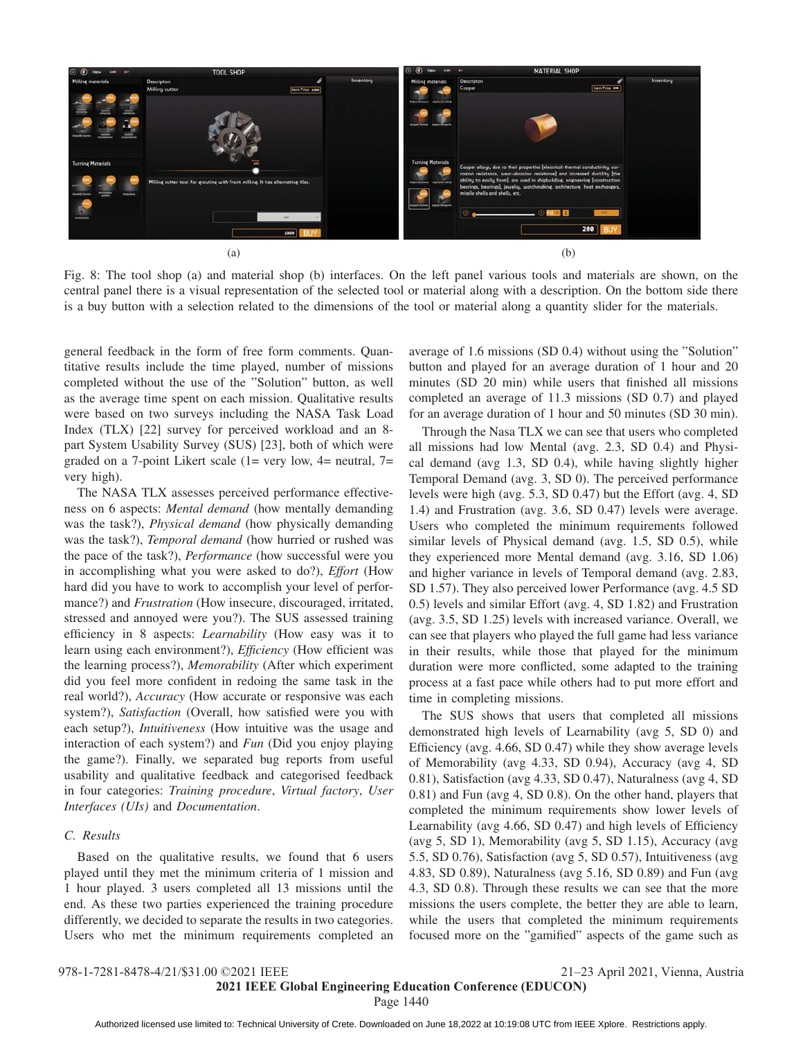Fig. 8: The tool shop (a) and material shop (b) interfaces. On the left panel various tools and materials are shown, on the central panel there is a visual representation of the selected tool or material along with a description. On the bottom side there is a buy button with a selection related to the dimensions of the tool or material along a quantity slider for the materials.

general feedback in the form of free form comments. Quantitative results include the time played, number of missions completed without the use of the "Solution" button, as well as the average time spent on each mission. Qualitative results were based on two surveys including the NASA Task Load Index (TLX) [22] survey for perceived workload and an 8-part System Usability Survey (SUS) [23], both of which were graded on a 7-point Likert scale (1= very low, 4= neutral, 7= very high).

The NASA TLX assesses perceived performance effectiveness on 6 aspects: *Mental demand* (how mentally demanding was the task?), *Physical demand* (how physically demanding was the task?), *Temporal demand* (how hurried or rushed was the pace of the task?), *Performance* (how successful were you in accomplishing what you were asked to do?), *Effort* (How hard did you have to work to accomplish your level of performance?) and *Frustration* (How insecure, discouraged, irritated, stressed and annoyed were you?). The SUS assessed training efficiency in 8 aspects: *Learnability* (How easy was it to learn using each environment?), *Efficiency* (How efficient was the learning process?), *Memorability* (After which experiment did you feel more confident in redoing the same task in the real world?), *Accuracy* (How accurate or responsive was each system?), *Satisfaction* (Overall, how satisfied were you with each setup?), *Intuitiveness* (How intuitive was the usage and interaction of each system?) and *Fun* (Did you enjoy playing the game?). Finally, we separated bug reports from useful usability and qualitative feedback and categorised feedback in four categories: *Training procedure*, *Virtual factory*, *User Interfaces (UIs)* and *Documentation*.

### C. Results

Based on the qualitative results, we found that 6 users played until they met the minimum criteria of 1 mission and 1 hour played. 3 users completed all 13 missions until the end. As these two parties experienced the training procedure differently, we decided to separate the results in two categories. Users who met the minimum requirements completed an average of 1.6 missions (SD 0.4) without using the "Solution" button and played for an average duration of 1 hour and 20 minutes (SD 20 min) while users that finished all missions completed an average of 11.3 missions (SD 0.7) and played for an average duration of 1 hour and 50 minutes (SD 30 min).

Through the Nasa TLX we can see that users who completed all missions had low Mental (avg. 2.3, SD 0.4) and Physical demand (avg 1.3, SD 0.4), while having slightly higher Temporal Demand (avg. 3, SD 0). The perceived performance levels were high (avg. 5.3, SD 0.47) but the Effort (avg. 4, SD 1.4) and Frustration (avg. 3.6, SD 0.47) levels were average. Users who completed the minimum requirements followed similar levels of Physical demand (avg. 1.5, SD 0.5), while they experienced more Mental demand (avg. 3.16, SD 1.06) and higher variance in levels of Temporal demand (avg. 2.83, SD 1.57). They also perceived lower Performance (avg. 4.5 SD 0.5) levels and similar Effort (avg. 4, SD 1.82) and Frustration (avg. 3.5, SD 1.25) levels with increased variance. Overall, we can see that players who played the full game had less variance in their results, while those that played for the minimum duration were more conflicted, some adapted to the training process at a fast pace while others had to put more effort and time in completing missions.

The SUS shows that users that completed all missions demonstrated high levels of Learnability (avg 5, SD 0) and Efficiency (avg. 4.66, SD 0.47) while they show average levels of Memorability (avg 4.33, SD 0.94), Accuracy (avg 4, SD 0.81), Satisfaction (avg 4.33, SD 0.47), Naturalness (avg 4, SD 0.81) and Fun (avg 4, SD 0.8). On the other hand, players that completed the minimum requirements show lower levels of Learnability (avg 4.66, SD 0.47) and high levels of Efficiency (avg 5, SD 1), Memorability (avg 5, SD 1.15), Accuracy (avg 5.5, SD 0.76), Satisfaction (avg 5, SD 0.57), Intuitiveness (avg 4.83, SD 0.89), Naturalness (avg 5.16, SD 0.89) and Fun (avg 4.3, SD 0.8). Through these results we can see that the more missions the users complete, the better they are able to learn, while the users that completed the minimum requirements focused more on the "gamified" aspects of the game such as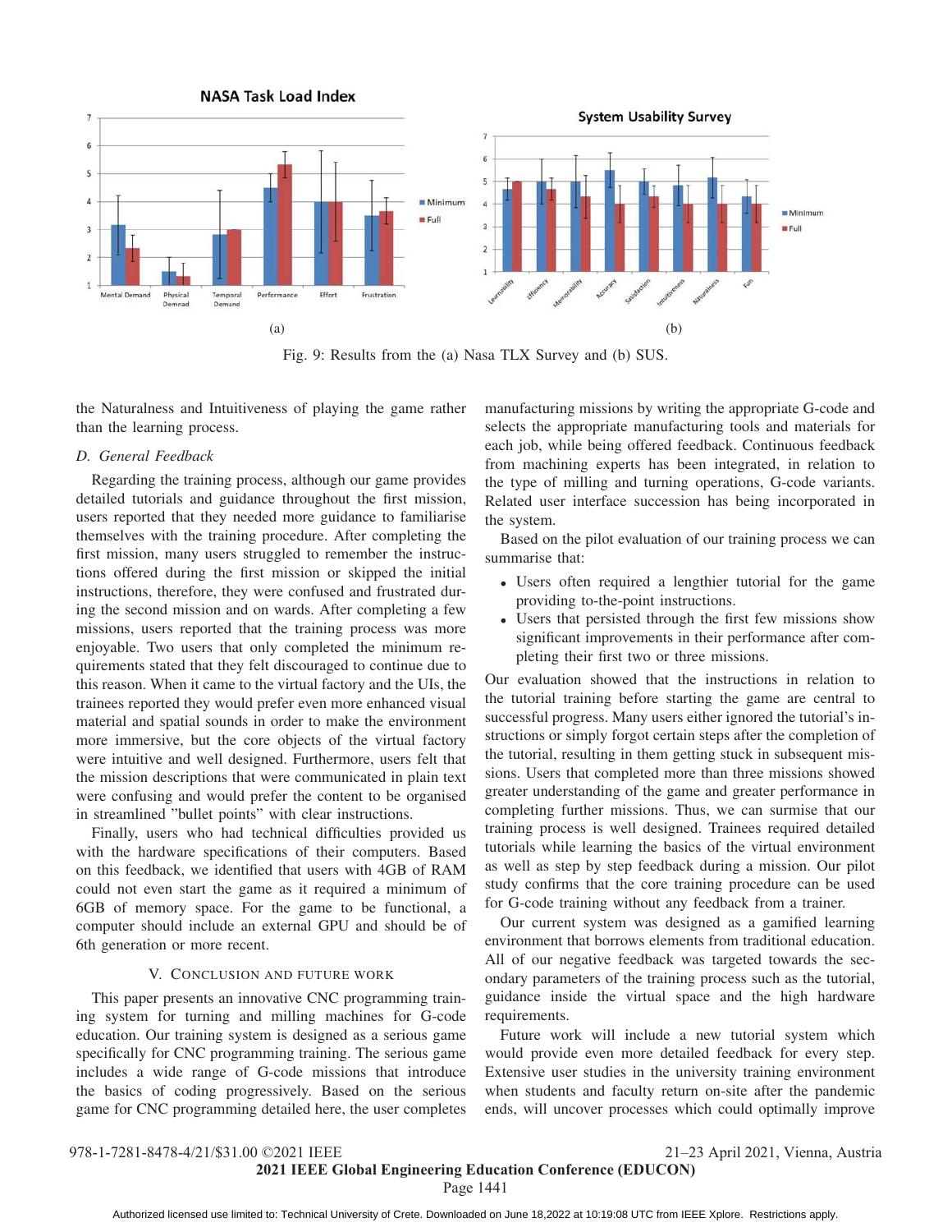Fig. 9: Results from the (a) Nasa TLX Survey and (b) SUS.

the Naturalness and Intuitiveness of playing the game rather than the learning process.

### D. General Feedback

Regarding the training process, although our game provides detailed tutorials and guidance throughout the first mission, users reported that they needed more guidance to familiarise themselves with the training procedure. After completing the first mission, many users struggled to remember the instructions offered during the first mission or skipped the initial instructions, therefore, they were confused and frustrated during the second mission and on wards. After completing a few missions, users reported that the training process was more enjoyable. Two users that only completed the minimum requirements stated that they felt discouraged to continue due to this reason. When it came to the virtual factory and the UIs, the trainees reported they would prefer even more enhanced visual material and spatial sounds in order to make the environment more immersive, but the core objects of the virtual factory were intuitive and well designed. Furthermore, users felt that the mission descriptions that were communicated in plain text were confusing and would prefer the content to be organised in streamlined "bullet points" with clear instructions.

Finally, users who had technical difficulties provided us with the hardware specifications of their computers. Based on this feedback, we identified that users with 4GB of RAM could not even start the game as it required a minimum of 6GB of memory space. For the game to be functional, a computer should include an external GPU and should be of 6th generation or more recent.

## V. Conclusion and Future Work

This paper presents an innovative CNC programming training system for turning and milling machines for G-code education. Our training system is designed as a serious game specifically for CNC programming training. The serious game includes a wide range of G-code missions that introduce the basics of coding progressively. Based on the serious game for CNC programming detailed here, the user completes manufacturing missions by writing the appropriate G-code and selects the appropriate manufacturing tools and materials for each job, while being offered feedback. Continuous feedback from machining experts has been integrated, in relation to the type of milling and turning operations, G-code variants. Related user interface succession has being incorporated in the system.

Based on the pilot evaluation of our training process we can summarise that:

- Users often required a lengthier tutorial for the game providing to-the-point instructions.
- Users that persisted through the first few missions show significant improvements in their performance after completing their first two or three missions.

Our evaluation showed that the instructions in relation to the tutorial training before starting the game are central to successful progress. Many users either ignored the tutorial's instructions or simply forgot certain steps after the completion of the tutorial, resulting in them getting stuck in subsequent missions. Users that completed more than three missions showed greater understanding of the game and greater performance in completing further missions. Thus, we can surmise that our training process is well designed. Trainees required detailed tutorials while learning the basics of the virtual environment as well as step by step feedback during a mission. Our pilot study confirms that the core training procedure can be used for G-code training without any feedback from a trainer.

Our current system was designed as a gamified learning environment that borrows elements from traditional education. All of our negative feedback was targeted towards the secondary parameters of the training process such as the tutorial, guidance inside the virtual space and the high hardware requirements.

Future work will include a new tutorial system which would provide even more detailed feedback for every step. Extensive user studies in the university training environment when students and faculty return on-site after the pandemic ends, will uncover processes which could optimally improve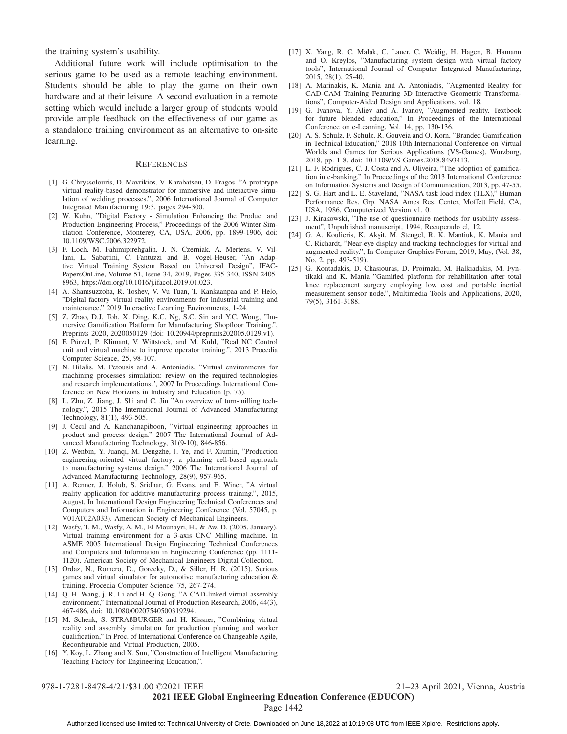the training system's usability.

Additional future work will include optimisation to the serious game to be used as a remote teaching environment. Students should be able to play the game on their own hardware and at their leisure. A second evaluation in a remote setting which would include a larger group of students would provide ample feedback on the effectiveness of our game as a standalone training environment as an alternative to on-site learning.

## References

[1] G. Chryssolouris, D. Mavrikios, V. Karabatsou, D. Fragos. "A prototype virtual reality-based demonstrator for immersive and interactive simulation of welding processes.", 2006 International Journal of Computer Integrated Manufacturing 19:3, pages 294-300.

[2] W. Kuhn, "Digital Factory - Simulation Enhancing the Product and Production Engineering Process," Proceedings of the 2006 Winter Simulation Conference, Monterey, CA, USA, 2006, pp. 1899-1906, doi: 10.1109/WSC.2006.322972.

[3] F. Loch, M. Fahimipirehgalin, J. N. Czerniak, A. Mertens, V. Villani, L. Sabattini, C. Fantuzzi and B. Vogel-Heuser, "An Adaptive Virtual Training System Based on Universal Design", IFAC-PapersOnLine, Volume 51, Issue 34, 2019, Pages 335-340, ISSN 2405-8963, https://doi.org/10.1016/j.ifacol.2019.01.023.

[4] A. Shamsuzzoha, R. Toshev, V. Vu Tuan, T. Kankaanpaa and P. Helo, "Digital factory–virtual reality environments for industrial training and maintenance." 2019 Interactive Learning Environments, 1-24.

[5] Z. Zhao, D.J. Toh, X. Ding, K.C. Ng, S.C. Sin and Y.C. Wong, "Immersive Gamification Platform for Manufacturing Shopfloor Training.", Preprints 2020, 2020050129 (doi: 10.20944/preprints202005.0129.v1).

[6] F. Pürzel, P. Klimant, V. Wittstock, and M. Kuhl, "Real NC Control unit and virtual machine to improve operator training.", 2013 Procedia Computer Science, 25, 98-107.

[7] N. Bilalis, M. Petousis and A. Antoniadis, "Virtual environments for machining processes simulation: review on the required technologies and research implementations.", 2007 In Proceedings International Conference on New Horizons in Industry and Education (p. 75).

[8] L. Zhu, Z. Jiang, J. Shi and C. Jin "An overview of turn-milling technology.", 2015 The International Journal of Advanced Manufacturing Technology, 81(1), 493-505.

[9] J. Cecil and A. Kanchanapiboon, "Virtual engineering approaches in product and process design." 2007 The International Journal of Advanced Manufacturing Technology, 31(9-10), 846-856.

[10] Z. Wenbin, Y. Juanqi, M. Dengzhe, J. Ye, and F. Xiumin, "Production engineering-oriented virtual factory: a planning cell-based approach to manufacturing systems design." 2006 The International Journal of Advanced Manufacturing Technology, 28(9), 957-965.

[11] A. Renner, J. Holub, S. Sridhar, G. Evans, and E. Winer, "A virtual reality application for additive manufacturing process training.", 2015, August, In International Design Engineering Technical Conferences and Computers and Information in Engineering Conference (Vol. 57045, p. V01AT02A033). American Society of Mechanical Engineers.

[12] Wasfy, T. M., Wasfy, A. M., El-Mounayri, H., & Aw, D. (2005, January). Virtual training environment for a 3-axis CNC Milling machine. In ASME 2005 International Design Engineering Technical Conferences and Computers and Information in Engineering Conference (pp. 1111-1120). American Society of Mechanical Engineers Digital Collection.

[13] Ordaz, N., Romero, D., Gorecky, D., & Siller, H. R. (2015). Serious games and virtual simulator for automotive manufacturing education & training. Procedia Computer Science, 75, 267-274.

[14] Q. H. Wang, j. R. Li and H. Q. Gong, "A CAD-linked virtual assembly environment," International Journal of Production Research, 2006, 44(3), 467-486, doi: 10.1080/00207540500319294.

[15] M. Schenk, S. STRAßBURGER and H. Kissner, "Combining virtual reality and assembly simulation for production planning and worker qualification," In Proc. of International Conference on Changeable Agile, Reconfigurable and Virtual Production, 2005.

[16] Y. Koy, L. Zhang and X. Sun, "Construction of Intelligent Manufacturing Teaching Factory for Engineering Education,".

[17] X. Yang, R. C. Malak, C. Lauer, C. Weidig, H. Hagen, B. Hamann and O. Kreylos, "Manufacturing system design with virtual factory tools", International Journal of Computer Integrated Manufacturing, 2015, 28(1), 25-40.

[18] A. Marinakis, K. Mania and A. Antoniadis, "Augmented Reality for CAD-CAM Training Featuring 3D Interactive Geometric Transformations", Computer-Aided Design and Applications, vol. 18.

[19] G. Ivanova, Y. Aliev and A. Ivanov, "Augmented reality. Textbook for future blended education," In Proceedings of the International Conference on e-Learning, Vol. 14, pp. 130-136.

[20] A. S. Schulz, F. Schulz, R. Gouveia and O. Korn, "Branded Gamification in Technical Education," 2018 10th International Conference on Virtual Worlds and Games for Serious Applications (VS-Games), Wurzburg, 2018, pp. 1-8, doi: 10.1109/VS-Games.2018.8493413.

[21] L. F. Rodrigues, C. J. Costa and A. Oliveira, "The adoption of gamification in e-banking," In Proceedings of the 2013 International Conference on Information Systems and Design of Communication, 2013, pp. 47-55.

[22] S. G. Hart and L. E. Staveland, "NASA task load index (TLX)," Human Performance Res. Grp. NASA Ames Res. Center, Moffett Field, CA, USA, 1986, Computerized Version v1. 0.

[23] J. Kirakowski, "The use of questionnaire methods for usability assessment", Unpublished manuscript, 1994, Recuperado el, 12.

[24] G. A. Koulieris, K. Akşit, M. Stengel, R. K. Mantiuk, K. Mania and C. Richardt, "Near-eye display and tracking technologies for virtual and augmented reality.", In Computer Graphics Forum, 2019, May, (Vol. 38, No. 2, pp. 493-519).

[25] G. Kontadakis, D. Chasiouras, D. Proimaki, M. Halkiadakis, M. Fyntikaki and K. Mania "Gamified platform for rehabilitation after total knee replacement surgery employing low cost and portable inertial measurement sensor node.", Multimedia Tools and Applications, 2020, 79(5), 3161-3188.